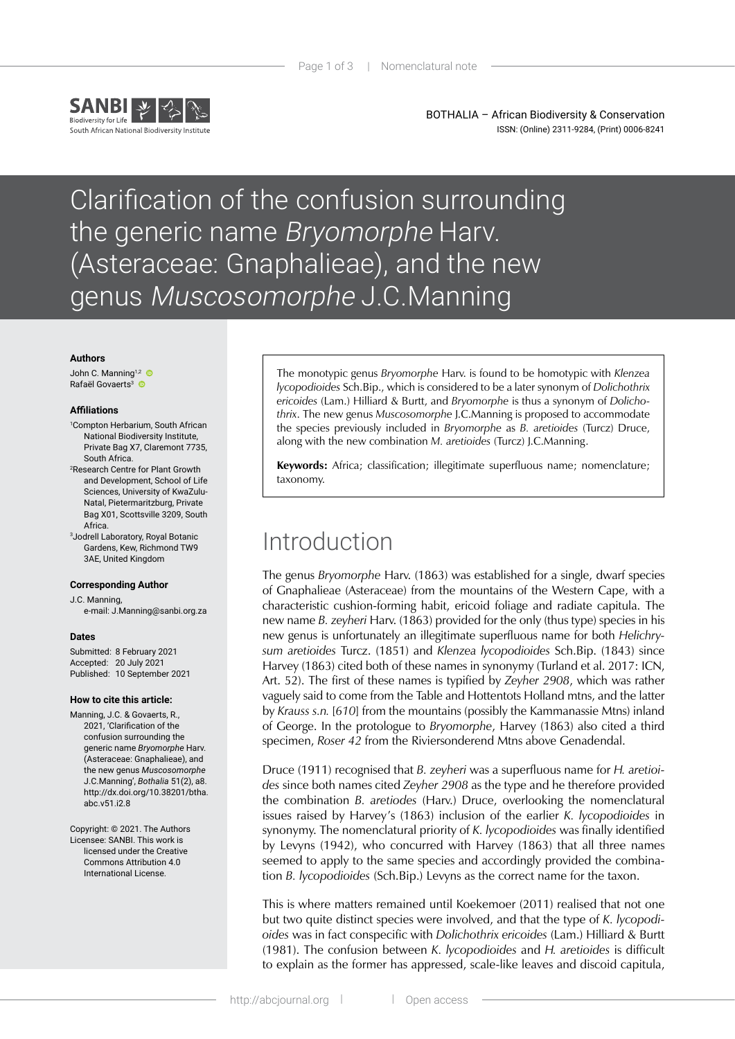# Clarification of the confusion surrounding the generic name *Bryomorphe* Harv. (Asteraceae: Gnaphalieae), and the new genus *Muscosomorphe* J.C.Manning

**Authors**

John C. Manning[1,2]
Rafaël Govaerts[3]

**Affiliations**

[1]Compton Herbarium, South African National Biodiversity Institute, Private Bag X7, Claremont 7735, South Africa.

[2]Research Centre for Plant Growth and Development, School of Life Sciences, University of KwaZulu-Natal, Pietermaritzburg, Private Bag X01, Scottsville 3209, South Africa.

[3]Jodrell Laboratory, Royal Botanic Gardens, Kew, Richmond TW9 3AE, United Kingdom

**Corresponding Author**

J.C. Manning,
e-mail: J.Manning@sanbi.org.za

**Dates**

Submitted: 8 February 2021
Accepted: 20 July 2021
Published: 10 September 2021

**How to cite this article:**

Manning, J.C. & Govaerts, R., 2021, 'Clarification of the confusion surrounding the generic name *Bryomorphe* Harv. (Asteraceae: Gnaphalieae), and the new genus *Muscosomorphe* J.C.Manning', *Bothalia* 51(2), a8. http://dx.doi.org/10.38201/btha.abc.v51.i2.8

Copyright: © 2021. The Authors Licensee: SANBI. This work is licensed under the Creative Commons Attribution 4.0 International License.

The monotypic genus *Bryomorphe* Harv. is found to be homotypic with *Klenzea lycopodioides* Sch.Bip., which is considered to be a later synonym of *Dolichothrix ericoides* (Lam.) Hilliard & Burtt, and *Bryomorphe* is thus a synonym of *Dolichothrix*. The new genus *Muscosomorphe* J.C.Manning is proposed to accommodate the species previously included in *Bryomorphe* as *B. aretioides* (Turcz) Druce, along with the new combination *M. aretioides* (Turcz) J.C.Manning.

**Keywords:** Africa; classification; illegitimate superfluous name; nomenclature; taxonomy.

## Introduction

The genus *Bryomorphe* Harv. (1863) was established for a single, dwarf species of Gnaphalieae (Asteraceae) from the mountains of the Western Cape, with a characteristic cushion-forming habit, ericoid foliage and radiate capitula. The new name *B. zeyheri* Harv. (1863) provided for the only (thus type) species in his new genus is unfortunately an illegitimate superfluous name for both *Helichrysum aretioides* Turcz. (1851) and *Klenzea lycopodioides* Sch.Bip. (1843) since Harvey (1863) cited both of these names in synonymy (Turland et al. 2017: ICN, Art. 52). The first of these names is typified by *Zeyher 2908*, which was rather vaguely said to come from the Table and Hottentots Holland mtns, and the latter by *Krauss s.n.* [*610*] from the mountains (possibly the Kammanassie Mtns) inland of George. In the protologue to *Bryomorphe*, Harvey (1863) also cited a third specimen, *Roser 42* from the Riviersonderend Mtns above Genadendal.

Druce (1911) recognised that *B. zeyheri* was a superfluous name for *H. aretioides* since both names cited *Zeyher 2908* as the type and he therefore provided the combination *B. aretiodes* (Harv.) Druce, overlooking the nomenclatural issues raised by Harvey's (1863) inclusion of the earlier *K. lycopodioides* in synonymy. The nomenclatural priority of *K. lycopodioides* was finally identified by Levyns (1942), who concurred with Harvey (1863) that all three names seemed to apply to the same species and accordingly provided the combination *B. lycopodioides* (Sch.Bip.) Levyns as the correct name for the taxon.

This is where matters remained until Koekemoer (2011) realised that not one but two quite distinct species were involved, and that the type of *K. lycopodioides* was in fact conspecific with *Dolichothrix ericoides* (Lam.) Hilliard & Burtt (1981). The confusion between *K. lycopodioides* and *H. aretioides* is difficult to explain as the former has appressed, scale-like leaves and discoid capitula,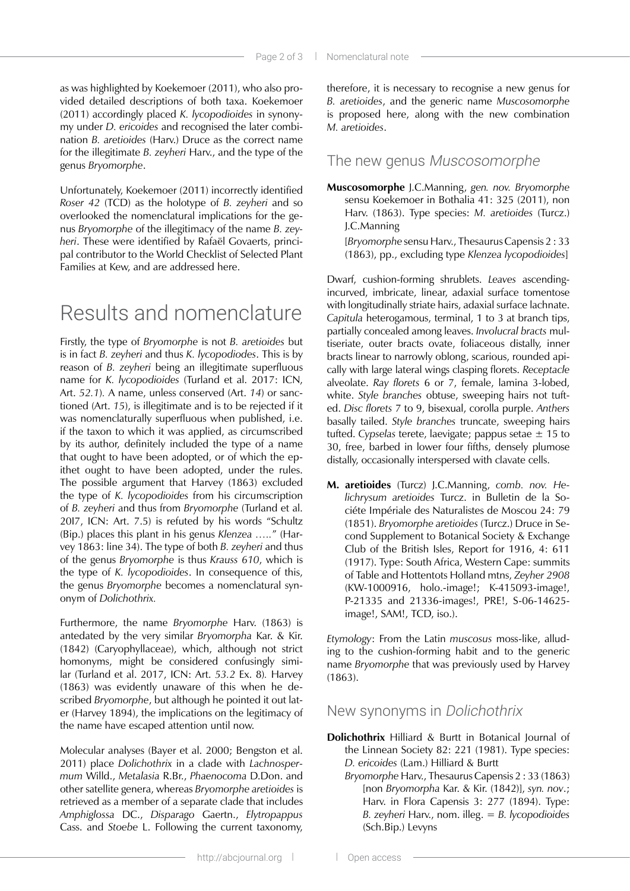as was highlighted by Koekemoer (2011), who also provided detailed descriptions of both taxa. Koekemoer (2011) accordingly placed *K. lycopodioides* in synonymy under *D. ericoides* and recognised the later combination *B. aretioides* (Harv.) Druce as the correct name for the illegitimate *B. zeyheri* Harv., and the type of the genus *Bryomorphe*.

Unfortunately, Koekemoer (2011) incorrectly identified *Roser 42* (TCD) as the holotype of *B. zeyheri* and so overlooked the nomenclatural implications for the genus *Bryomorphe* of the illegitimacy of the name *B. zeyheri*. These were identified by Rafaël Govaerts, principal contributor to the World Checklist of Selected Plant Families at Kew, and are addressed here.

# Results and nomenclature

Firstly, the type of *Bryomorphe* is not *B. aretioides* but is in fact *B. zeyheri* and thus *K. lycopodiodes*. This is by reason of *B. zeyheri* being an illegitimate superfluous name for *K. lycopodioides* (Turland et al. 2017: ICN, Art. *52.1*). A name, unless conserved (Art. *14*) or sanctioned (Art. *15*), is illegitimate and is to be rejected if it was nomenclaturally superfluous when published, i.e. if the taxon to which it was applied, as circumscribed by its author, definitely included the type of a name that ought to have been adopted, or of which the epithet ought to have been adopted, under the rules. The possible argument that Harvey (1863) excluded the type of *K. lycopodioides* from his circumscription of *B. zeyheri* and thus from *Bryomorphe* (Turland et al. 2017, ICN: Art. 7.5) is refuted by his words "Schultz (Bip.) places this plant in his genus *Klenzea* ….." (Harvey 1863: line 34). The type of both *B. zeyheri* and thus of the genus *Bryomorphe* is thus *Krauss 610*, which is the type of *K. lycopodioides*. In consequence of this, the genus *Bryomorphe* becomes a nomenclatural synonym of *Dolichothrix.*

Furthermore, the name *Bryomorphe* Harv. (1863) is antedated by the very similar *Bryomorpha* Kar. & Kir. (1842) (Caryophyllaceae), which, although not strict homonyms, might be considered confusingly similar (Turland et al. 2017, ICN: Art. *53.2* Ex. 8). Harvey (1863) was evidently unaware of this when he described *Bryomorphe*, but although he pointed it out later (Harvey 1894), the implications on the legitimacy of the name have escaped attention until now.

Molecular analyses (Bayer et al. 2000; Bengston et al. 2011) place *Dolichothrix* in a clade with *Lachnospermum* Willd., *Metalasia* R.Br., *Phaenocoma* D.Don. and other satellite genera, whereas *Bryomorphe aretioides* is retrieved as a member of a separate clade that includes *Amphiglossa* DC., *Disparago* Gaertn., *Elytropappus* Cass. and *Stoebe* L. Following the current taxonomy, therefore, it is necessary to recognise a new genus for *B. aretioides*, and the generic name *Muscosomorphe* is proposed here, along with the new combination *M. aretioides*.

## The new genus *Muscosomorphe*

**Muscosomorphe** J.C.Manning, *gen. nov. Bryomorphe* sensu Koekemoer in Bothalia 41: 325 (2011), non Harv. (1863). Type species: *M. aretioides* (Turcz.) J.C.Manning

[*Bryomorphe* sensu Harv., Thesaurus Capensis 2 : 33 (1863), pp., excluding type *Klenzea lycopodioides*]

Dwarf, cushion-forming shrublets. *Leaves* ascending-incurved, imbricate, linear, adaxial surface tomentose with longitudinally striate hairs, adaxial surface lachnate. *Capitula* heterogamous, terminal, 1 to 3 at branch tips, partially concealed among leaves. *Involucral bracts* multiseriate, outer bracts ovate, foliaceous distally, inner bracts linear to narrowly oblong, scarious, rounded apically with large lateral wings clasping florets. *Receptacle* alveolate. *Ray florets* 6 or 7, female, lamina 3-lobed, white. *Style branches* obtuse, sweeping hairs not tufted. *Disc florets* 7 to 9, bisexual, corolla purple. *Anthers* basally tailed. *Style branches* truncate, sweeping hairs tufted. *Cypselas* terete, laevigate; pappus setae ± 15 to 30, free, barbed in lower four fifths, densely plumose distally, occasionally interspersed with clavate cells.

**M. aretioides** (Turcz) J.C.Manning, *comb. nov. Helichrysum aretioides* Turcz. in Bulletin de la Sociéte Impériale des Naturalistes de Moscou 24: 79 (1851). *Bryomorphe aretioides* (Turcz.) Druce in Second Supplement to Botanical Society & Exchange Club of the British Isles, Report for 1916, 4: 611 (1917). Type: South Africa, Western Cape: summits of Table and Hottentots Holland mtns, *Zeyher 2908* (KW-1000916, holo.-image!; K-415093-image!, P-21335 and 21336-images!, PRE!, S-06-14625-image!, SAM!, TCD, iso.).

*Etymology*: From the Latin *muscosus* moss-like, alluding to the cushion-forming habit and to the generic name *Bryomorphe* that was previously used by Harvey (1863).

## New synonyms in *Dolichothrix*

**Dolichothrix** Hilliard & Burtt in Botanical Journal of the Linnean Society 82: 221 (1981). Type species: *D. ericoides* (Lam.) Hilliard & Burtt

*Bryomorphe* Harv., Thesaurus Capensis 2 : 33 (1863) [non *Bryomorpha* Kar. & Kir. (1842)], *syn. nov*.; Harv. in Flora Capensis 3: 277 (1894). Type: *B. zeyheri* Harv., nom. illeg. = *B. lycopodioides* (Sch.Bip.) Levyns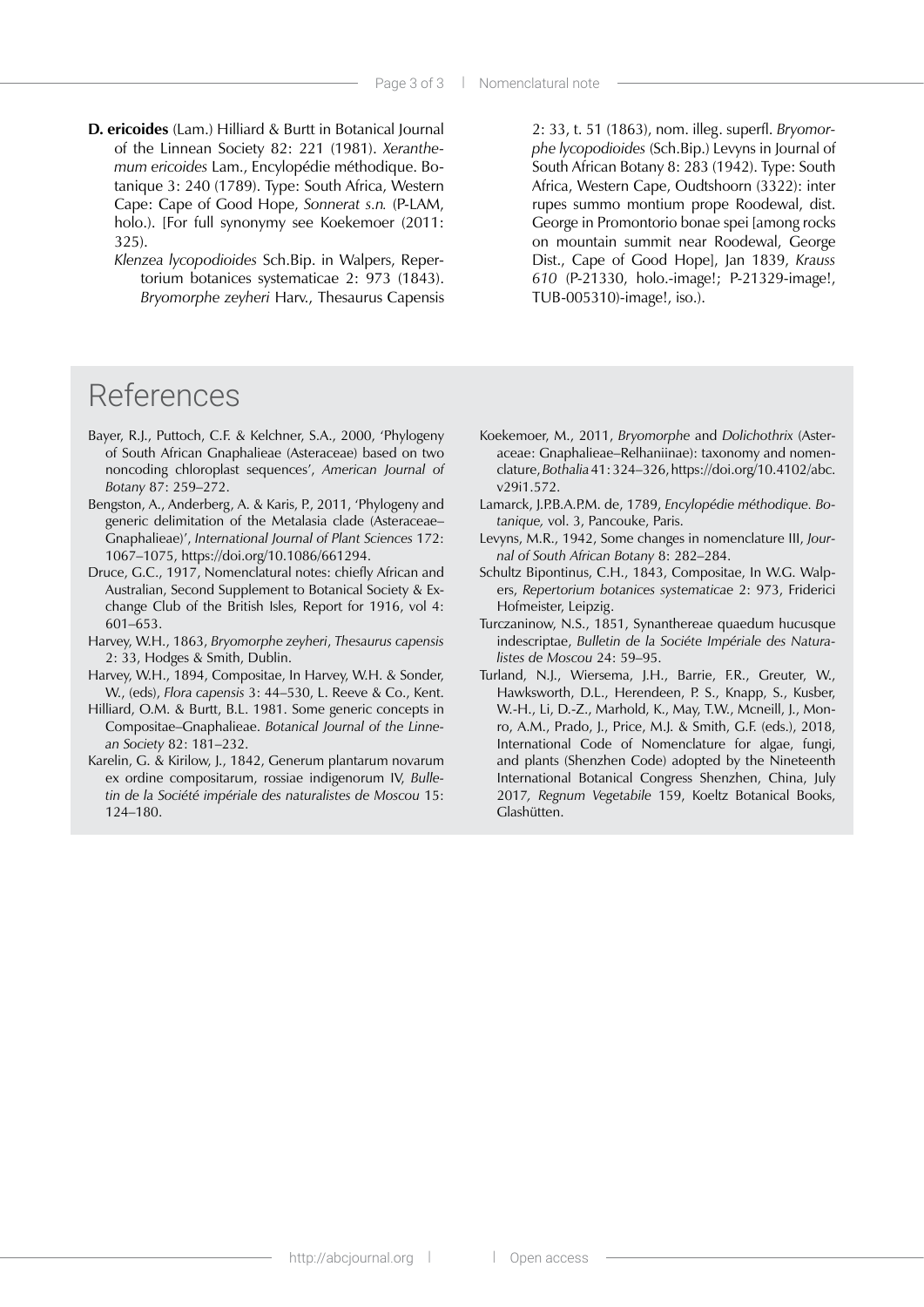**D. ericoides** (Lam.) Hilliard & Burtt in Botanical Journal of the Linnean Society 82: 221 (1981). *Xeranthemum ericoides* Lam., Encylopédie méthodique. Botanique 3: 240 (1789). Type: South Africa, Western Cape: Cape of Good Hope, *Sonnerat s.n.* (P-LAM, holo.). [For full synonymy see Koekemoer (2011: 325).

*Klenzea lycopodioides* Sch.Bip. in Walpers, Repertorium botanices systematicae 2: 973 (1843). *Bryomorphe zeyheri* Harv., Thesaurus Capensis 2: 33, t. 51 (1863), nom. illeg. superfl. *Bryomorphe lycopodioides* (Sch.Bip.) Levyns in Journal of South African Botany 8: 283 (1942). Type: South Africa, Western Cape, Oudtshoorn (3322): inter rupes summo montium prope Roodewal, dist. George in Promontorio bonae spei [among rocks on mountain summit near Roodewal, George Dist., Cape of Good Hope], Jan 1839, *Krauss 610* (P-21330, holo.-image!; P-21329-image!, TUB-005310)-image!, iso.).

# References

Bayer, R.J., Puttoch, C.F. & Kelchner, S.A., 2000, 'Phylogeny of South African Gnaphalieae (Asteraceae) based on two noncoding chloroplast sequences', *American Journal of Botany* 87: 259–272.

Bengston, A., Anderberg, A. & Karis, P., 2011, 'Phylogeny and generic delimitation of the Metalasia clade (Asteraceae–Gnaphalieae)', *International Journal of Plant Sciences* 172: 1067–1075, https://doi.org/10.1086/661294.

Druce, G.C., 1917, Nomenclatural notes: chiefly African and Australian, Second Supplement to Botanical Society & Exchange Club of the British Isles, Report for 1916, vol 4: 601–653.

Harvey, W.H., 1863, *Bryomorphe zeyheri*, *Thesaurus capensis* 2: 33, Hodges & Smith, Dublin.

Harvey, W.H., 1894, Compositae, In Harvey, W.H. & Sonder, W., (eds), *Flora capensis* 3: 44–530, L. Reeve & Co., Kent.

Hilliard, O.M. & Burtt, B.L. 1981. Some generic concepts in Compositae–Gnaphalieae. *Botanical Journal of the Linnean Society* 82: 181–232.

Karelin, G. & Kirilow, J., 1842, Generum plantarum novarum ex ordine compositarum, rossiae indigenorum IV, *Bulletin de la Société impériale des naturalistes de Moscou* 15: 124–180.

Koekemoer, M., 2011, *Bryomorphe* and *Dolichothrix* (Asteraceae: Gnaphalieae–Relhaniinae): taxonomy and nomenclature, *Bothalia* 41: 324–326, https://doi.org/10.4102/abc.v29i1.572.

Lamarck, J.P.B.A.P.M. de, 1789, *Encylopédie méthodique. Botanique,* vol. 3, Pancouke, Paris.

Levyns, M.R., 1942, Some changes in nomenclature III, *Journal of South African Botany* 8: 282–284.

Schultz Bipontinus, C.H., 1843, Compositae, In W.G. Walpers, *Repertorium botanices systematicae* 2: 973, Friderici Hofmeister, Leipzig.

Turczaninow, N.S., 1851, Synanthereae quaedum hucusque indescriptae, *Bulletin de la Sociéte Impériale des Naturalistes de Moscou* 24: 59–95.

Turland, N.J., Wiersema, J.H., Barrie, F.R., Greuter, W., Hawksworth, D.L., Herendeen, P. S., Knapp, S., Kusber, W.-H., Li, D.-Z., Marhold, K., May, T.W., Mcneill, J., Monro, A.M., Prado, J., Price, M.J. & Smith, G.F. (eds.), 2018, International Code of Nomenclature for algae, fungi, and plants (Shenzhen Code) adopted by the Nineteenth International Botanical Congress Shenzhen, China, July 2017, *Regnum Vegetabile* 159, Koeltz Botanical Books, Glashütten.